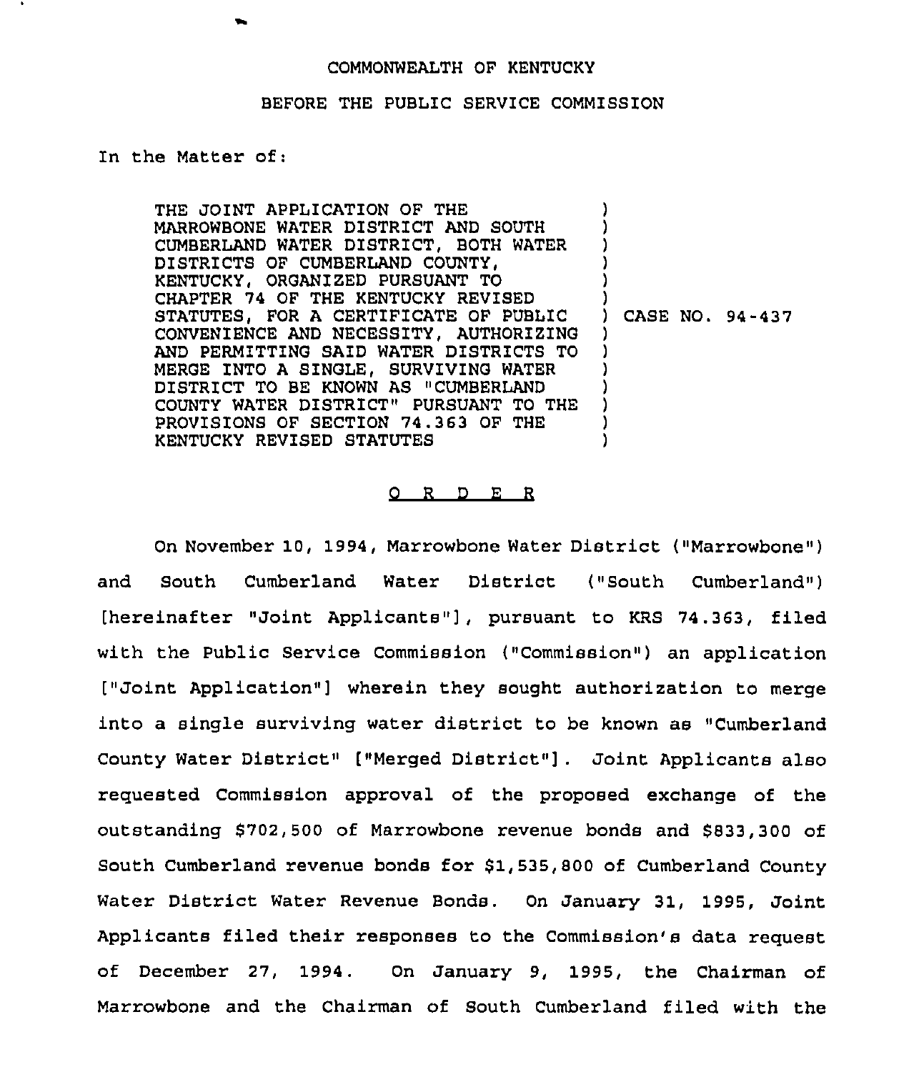COMMONWEALTH OF KENTUCKY

BEFORE THE PUBLIC SERVICE COMMISSION

In the Matter of:

THE JOINT APPLICATION OF THE MARROWBONE WATER DISTRICT AND SOUTH CUMBERLAND WATER DISTRICT, BOTH WATER DISTRICTS OF CUMBERLAND COUNTY, KENTUCKY, ORGANIZED PURSUANT TO CHAPTER 74 OF THE KENTUCKY REVISED STATUTES, FOR A CERTIFICATE OF PUBLIC CONVENIENCE AND NECESSITY, AUTHORIZING AND PERMITTING SAID WATER DISTRICTS TO MERGE INTO A SINGLE, SURVIVING WATER DISTRICT TO BE KNOWN AS "CUMBERLAND COUNTY WATER DISTRICT" PURSUANT TO THE PROVISIONS OF SECTION 74.363 OF THE KENTUCKY REVISED STATUTES ) CASE NO. 94-437

O R D E R

On November 10, 1994, Marrowbone Water District ("Marrowbone") and South Cumberland Water District ("South Cumberland") [hereinafter "Joint Applicants"], pursuant to KRS 74.363, filed with the Public Service Commission ("Commission") an application ["Joint Application"] wherein they sought authorization to merge into a single surviving water district to be known as "Cumberland County Water District" ["Merged District"]. Joint Applicants also requested Commission approval of the proposed exchange of the outstanding $702,500 of Marrowbone revenue bonds and $833,300 of South Cumberland revenue bonds for $1,535,800 of Cumberland County Water District Water Revenue Bonds. On January 31, 1995, Joint Applicants filed their responses to the Commission's data request of December 27, 1994. On January 9, 1995, the Chairman of Marrowbone and the Chairman of South Cumberland filed with the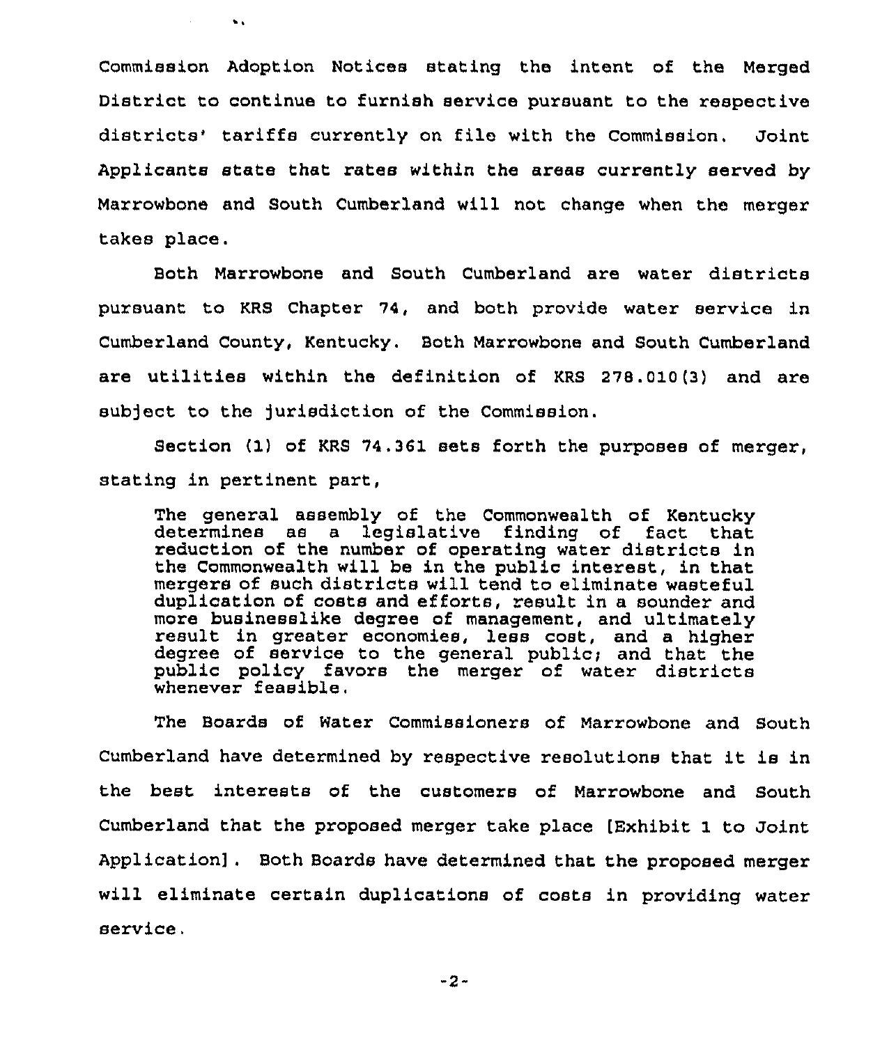Commission Adoption Notices stating the intent of the Merged District to continue to furnish service pursuant to the respective districts' tariffs currently on file with the Commission. Joint Applicants state that rates within the areas currently served by Marrowbone and South Cumberland will not change when the merger takes place.

Both Marrowbone and South Cumberland are water districts pursuant to KRS Chapter 74, and both provide water service in Cumberland County, Kentucky. Both Marrowbone and South Cumberland are utilities within the definition of KRS 278.010(3) and are subject to the jurisdiction of the Commission.

Section (1) of KRS 74.361 sets forth the purposes of merger, stating in pertinent part,

> The general assembly of the Commonwealth of Kentucky determines as a legislative finding of fact that reduction of the number of operating water districts in the Commonwealth will be in the public interest, in that mergers of such districts will tend to eliminate wasteful duplication of costs and efforts, result in a sounder and more businesslike degree of management, and ultimately result in greater economies, less cost, and a higher degree of service to the general public; and that the public policy favors the merger of water districts whenever feasible.

The Boards of Water Commissioners of Marrowbone and South Cumberland have determined by respective resolutions that it is in the best interests of the customers of Marrowbone and South Cumberland that the proposed merger take place [Exhibit 1 to Joint Application]. Both Boards have determined that the proposed merger will eliminate certain duplications of costs in providing water service.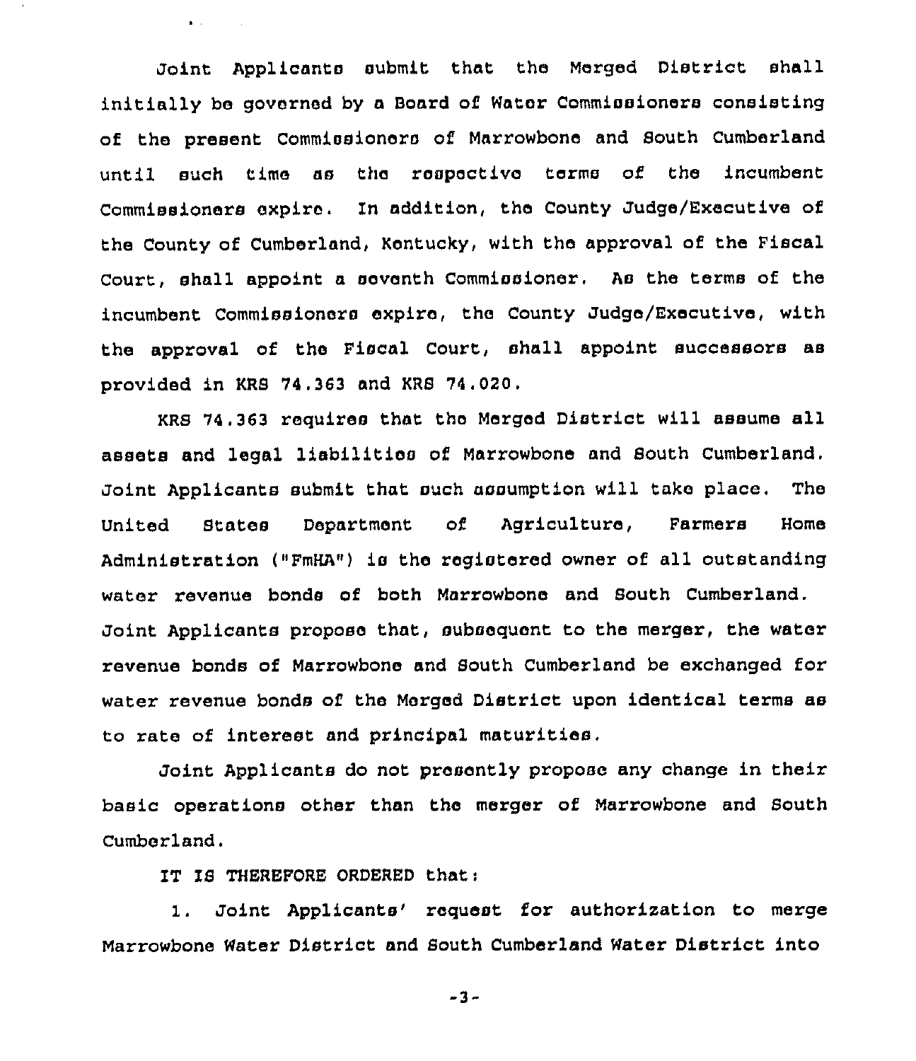Joint Applicants submit that the Merged District shall initially be governed by a Board of Water Commissioners consisting of the present Commissioners of Marrowbone and South Cumberland until such time as the respective terms of the incumbent Commissioners expire. In addition, the County Judge/Executive of the County of Cumberland, Kentucky, with the approval of the Fiscal Court, shall appoint a seventh Commissioner. As the terms of the incumbent Commissioners expire, the County Judge/Executive, with the approval of the Fiscal Court, shall appoint successors as provided in KRS 74.363 and KRS 74.020.

KRS 74.363 requires that the Merged District will assume all assets and legal liabilities of Marrowbone and South Cumberland. Joint Applicants submit that such assumption will take place. The United States Department of Agriculture, Farmers Home Administration ("FmHA") is the registered owner of all outstanding water revenue bonds of both Marrowbone and South Cumberland. Joint Applicants propose that, subsequent to the merger, the water revenue bonds of Marrowbone and South Cumberland be exchanged for water revenue bonds of the Merged District upon identical terms as to rate of interest and principal maturities.

Joint Applicants do not presently propose any change in their basic operations other than the merger of Marrowbone and South Cumberland.

IT IS THEREFORE ORDERED that:

1. Joint Applicants' request for authorization to merge Marrowbone Water District and South Cumberland Water District into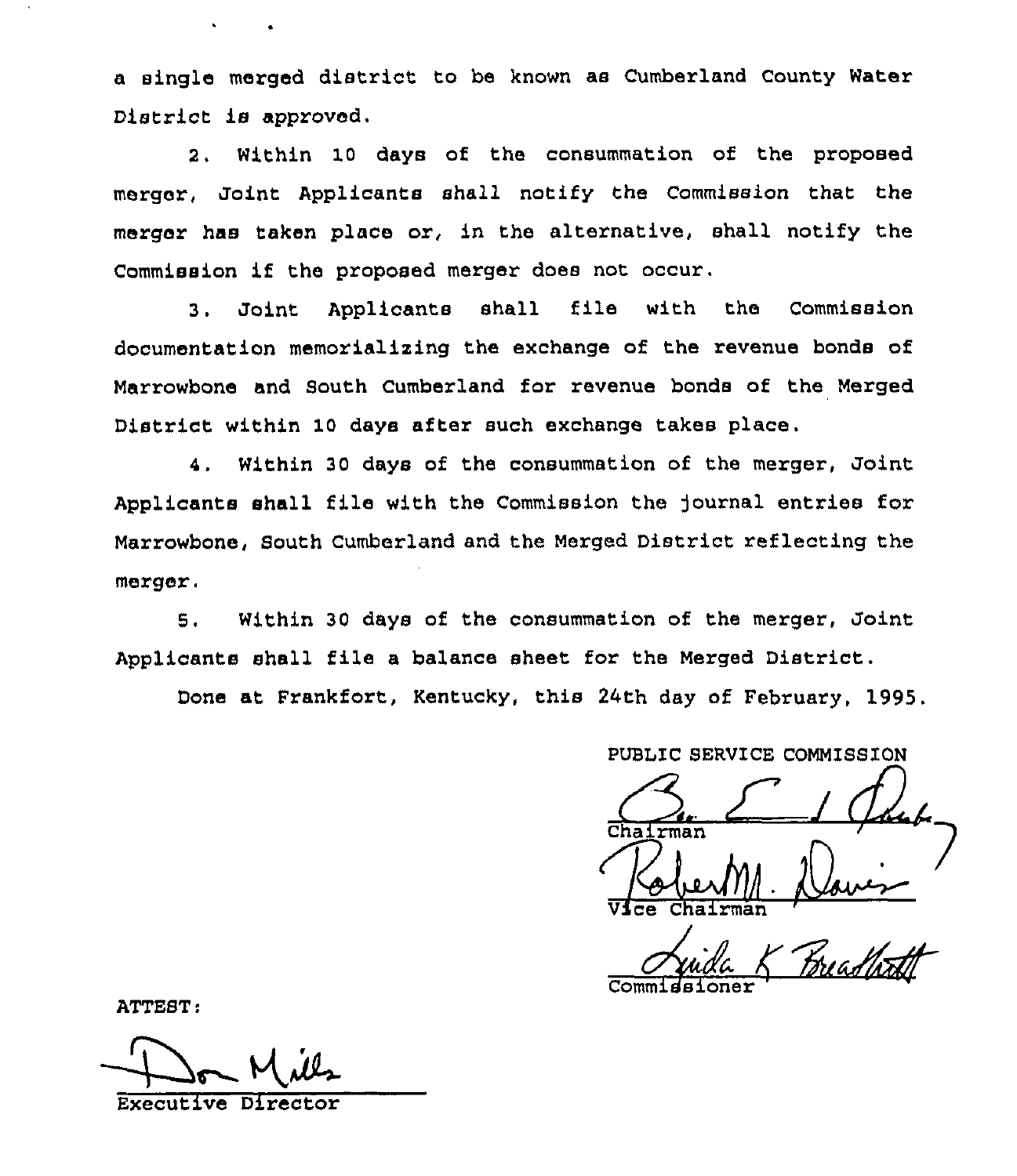a single merged district to be known as Cumberland County Water District is approved.

2. Within 10 days of the consummation of the proposed merger, Joint Applicants shall notify the Commission that the merger has taken place or, in the alternative, shall notify the Commission if the proposed merger does not occur.

3. Joint Applicants shall file with the Commission documentation memorializing the exchange of the revenue bonds of Marrowbone and South Cumberland for revenue bonds of the Merged District within 10 days after such exchange takes place.

4. Within 30 days of the consummation of the merger, Joint Applicants shall file with the Commission the journal entries for Marrowbone, South Cumberland and the Merged District reflecting the merger.

5. Within 30 days of the consummation of the merger, Joint Applicants shall file a balance sheet for the Merged District.

Done at Frankfort, Kentucky, this 24th day of February, 1995.

PUBLIC SERVICE COMMISSION

Chairman

Vice Chairman

Commissioner

ATTEST:

Executive Director